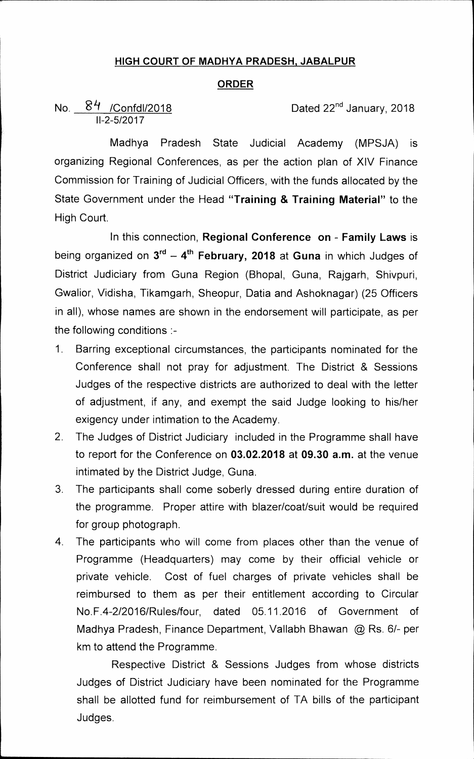**HIGH COURT OF MADHYA PRADESH, JABALPUR**

**ORDER**

No. 84 /Confdl/2018 Dated 22nd January, 2018
II-2-5/2017

Madhya Pradesh State Judicial Academy (MPSJA) is organizing Regional Conferences, as per the action plan of XIV Finance Commission for Training of Judicial Officers, with the funds allocated by the State Government under the Head **"Training & Training Material"** to the High Court.

In this connection, **Regional Conference on - Family Laws** is being organized on **3rd – 4th February, 2018** at **Guna** in which Judges of District Judiciary from Guna Region (Bhopal, Guna, Rajgarh, Shivpuri, Gwalior, Vidisha, Tikamgarh, Sheopur, Datia and Ashoknagar) (25 Officers in all), whose names are shown in the endorsement will participate, as per the following conditions :-

1. Barring exceptional circumstances, the participants nominated for the Conference shall not pray for adjustment. The District & Sessions Judges of the respective districts are authorized to deal with the letter of adjustment, if any, and exempt the said Judge looking to his/her exigency under intimation to the Academy.
2. The Judges of District Judiciary included in the Programme shall have to report for the Conference on **03.02.2018** at **09.30 a.m.** at the venue intimated by the District Judge, Guna.
3. The participants shall come soberly dressed during entire duration of the programme. Proper attire with blazer/coat/suit would be required for group photograph.
4. The participants who will come from places other than the venue of Programme (Headquarters) may come by their official vehicle or private vehicle. Cost of fuel charges of private vehicles shall be reimbursed to them as per their entitlement according to Circular No.F.4-2/2016/Rules/four, dated 05.11.2016 of Government of Madhya Pradesh, Finance Department, Vallabh Bhawan @ Rs. 6/- per km to attend the Programme.

   Respective District & Sessions Judges from whose districts Judges of District Judiciary have been nominated for the Programme shall be allotted fund for reimbursement of TA bills of the participant Judges.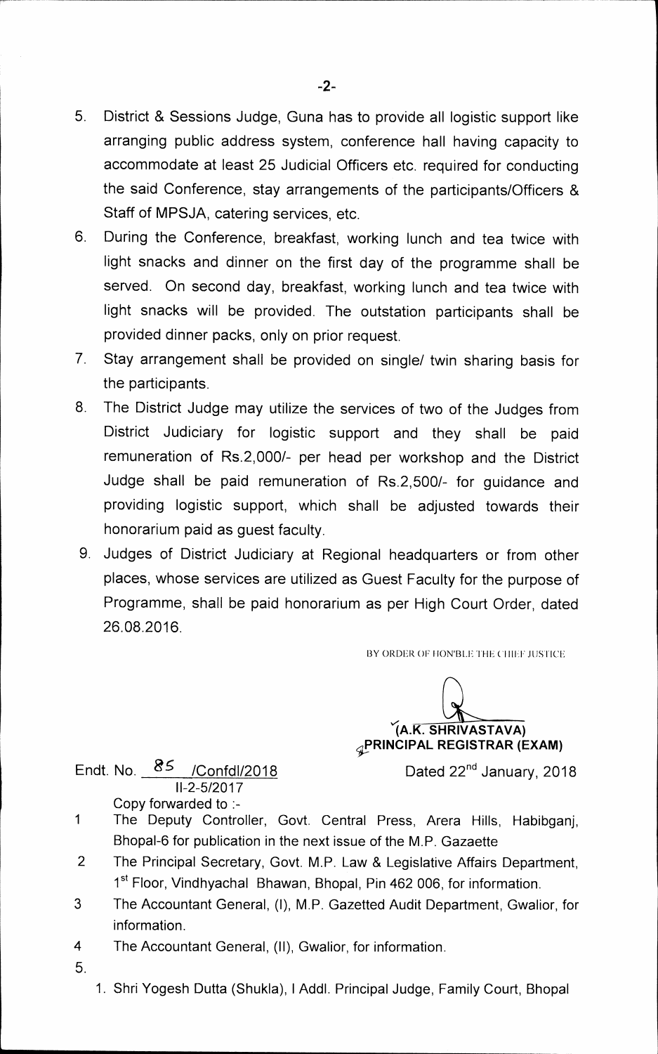5. District & Sessions Judge, Guna has to provide all logistic support like arranging public address system, conference hall having capacity to accommodate at least 25 Judicial Officers etc. required for conducting the said Conference, stay arrangements of the participants/Officers & Staff of MPSJA, catering services, etc.
6. During the Conference, breakfast, working lunch and tea twice with light snacks and dinner on the first day of the programme shall be served. On second day, breakfast, working lunch and tea twice with light snacks will be provided. The outstation participants shall be provided dinner packs, only on prior request.
7. Stay arrangement shall be provided on single/ twin sharing basis for the participants.
8. The District Judge may utilize the services of two of the Judges from District Judiciary for logistic support and they shall be paid remuneration of Rs.2,000/- per head per workshop and the District Judge shall be paid remuneration of Rs.2,500/- for guidance and providing logistic support, which shall be adjusted towards their honorarium paid as guest faculty.
9. Judges of District Judiciary at Regional headquarters or from other places, whose services are utilized as Guest Faculty for the purpose of Programme, shall be paid honorarium as per High Court Order, dated 26.08.2016.

BY ORDER OF HON'BLE THE CHIEF JUSTICE

**(A.K. SHRIVASTAVA)**
**PRINCIPAL REGISTRAR (EXAM)**

Endt. No. 85 /Confdl/2018 Dated 22nd January, 2018
II-2-5/2017

Copy forwarded to :-

1 The Deputy Controller, Govt. Central Press, Arera Hills, Habibganj, Bhopal-6 for publication in the next issue of the M.P. Gazaette
2 The Principal Secretary, Govt. M.P. Law & Legislative Affairs Department, 1st Floor, Vindhyachal Bhawan, Bhopal, Pin 462 006, for information.
3 The Accountant General, (I), M.P. Gazetted Audit Department, Gwalior, for information.
4 The Accountant General, (II), Gwalior, for information.
5.
   1. Shri Yogesh Dutta (Shukla), I Addl. Principal Judge, Family Court, Bhopal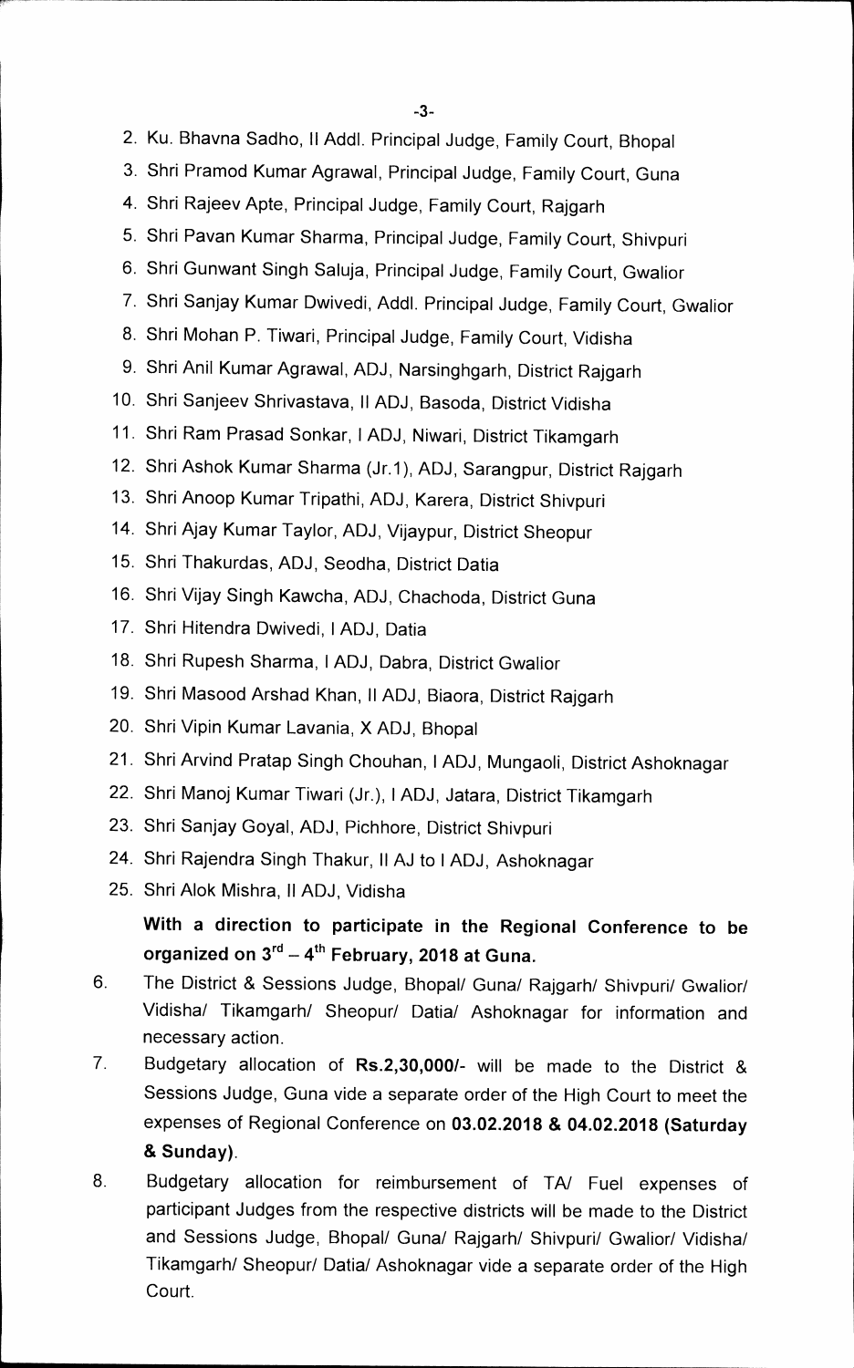2. Ku. Bhavna Sadho, II Addl. Principal Judge, Family Court, Bhopal
3. Shri Pramod Kumar Agrawal, Principal Judge, Family Court, Guna
4. Shri Rajeev Apte, Principal Judge, Family Court, Rajgarh
5. Shri Pavan Kumar Sharma, Principal Judge, Family Court, Shivpuri
6. Shri Gunwant Singh Saluja, Principal Judge, Family Court, Gwalior
7. Shri Sanjay Kumar Dwivedi, Addl. Principal Judge, Family Court, Gwalior
8. Shri Mohan P. Tiwari, Principal Judge, Family Court, Vidisha
9. Shri Anil Kumar Agrawal, ADJ, Narsinghgarh, District Rajgarh
10. Shri Sanjeev Shrivastava, II ADJ, Basoda, District Vidisha
11. Shri Ram Prasad Sonkar, I ADJ, Niwari, District Tikamgarh
12. Shri Ashok Kumar Sharma (Jr.1), ADJ, Sarangpur, District Rajgarh
13. Shri Anoop Kumar Tripathi, ADJ, Karera, District Shivpuri
14. Shri Ajay Kumar Taylor, ADJ, Vijaypur, District Sheopur
15. Shri Thakurdas, ADJ, Seodha, District Datia
16. Shri Vijay Singh Kawcha, ADJ, Chachoda, District Guna
17. Shri Hitendra Dwivedi, I ADJ, Datia
18. Shri Rupesh Sharma, I ADJ, Dabra, District Gwalior
19. Shri Masood Arshad Khan, II ADJ, Biaora, District Rajgarh
20. Shri Vipin Kumar Lavania, X ADJ, Bhopal
21. Shri Arvind Pratap Singh Chouhan, I ADJ, Mungaoli, District Ashoknagar
22. Shri Manoj Kumar Tiwari (Jr.), I ADJ, Jatara, District Tikamgarh
23. Shri Sanjay Goyal, ADJ, Pichhore, District Shivpuri
24. Shri Rajendra Singh Thakur, II AJ to I ADJ, Ashoknagar
25. Shri Alok Mishra, II ADJ, Vidisha

**With a direction to participate in the Regional Conference to be organized on 3rd – 4th February, 2018 at Guna.**

6. The District & Sessions Judge, Bhopal/ Guna/ Rajgarh/ Shivpuri/ Gwalior/ Vidisha/ Tikamgarh/ Sheopur/ Datia/ Ashoknagar for information and necessary action.
7. Budgetary allocation of **Rs.2,30,000/-** will be made to the District & Sessions Judge, Guna vide a separate order of the High Court to meet the expenses of Regional Conference on **03.02.2018 & 04.02.2018 (Saturday & Sunday)**.
8. Budgetary allocation for reimbursement of TA/ Fuel expenses of participant Judges from the respective districts will be made to the District and Sessions Judge, Bhopal/ Guna/ Rajgarh/ Shivpuri/ Gwalior/ Vidisha/ Tikamgarh/ Sheopur/ Datia/ Ashoknagar vide a separate order of the High Court.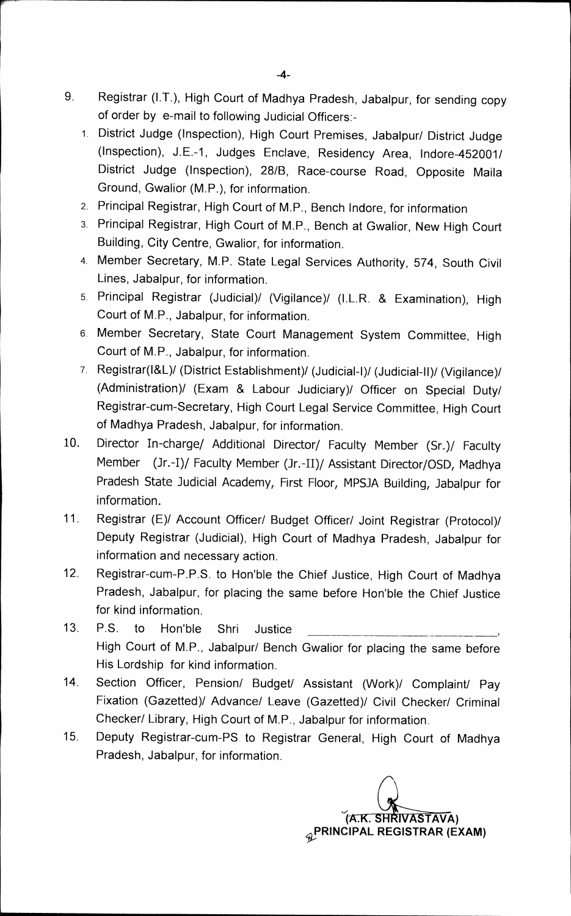9. Registrar (I.T.), High Court of Madhya Pradesh, Jabalpur, for sending copy of order by e-mail to following Judicial Officers:-
   1. District Judge (Inspection), High Court Premises, Jabalpur/ District Judge (Inspection), J.E.-1, Judges Enclave, Residency Area, Indore-452001/ District Judge (Inspection), 28/B, Race-course Road, Opposite Maila Ground, Gwalior (M.P.), for information.
   2. Principal Registrar, High Court of M.P., Bench Indore, for information
   3. Principal Registrar, High Court of M.P., Bench at Gwalior, New High Court Building, City Centre, Gwalior, for information.
   4. Member Secretary, M.P. State Legal Services Authority, 574, South Civil Lines, Jabalpur, for information.
   5. Principal Registrar (Judicial)/ (Vigilance)/ (I.L.R. & Examination), High Court of M.P., Jabalpur, for information.
   6. Member Secretary, State Court Management System Committee, High Court of M.P., Jabalpur, for information.
   7. Registrar(I&L)/ (District Establishment)/ (Judicial-I)/ (Judicial-II)/ (Vigilance)/ (Administration)/ (Exam & Labour Judiciary)/ Officer on Special Duty/ Registrar-cum-Secretary, High Court Legal Service Committee, High Court of Madhya Pradesh, Jabalpur, for information.
10. Director In-charge/ Additional Director/ Faculty Member (Sr.)/ Faculty Member (Jr.-I)/ Faculty Member (Jr.-II)/ Assistant Director/OSD, Madhya Pradesh State Judicial Academy, First Floor, MPSJA Building, Jabalpur for information.
11. Registrar (E)/ Account Officer/ Budget Officer/ Joint Registrar (Protocol)/ Deputy Registrar (Judicial), High Court of Madhya Pradesh, Jabalpur for information and necessary action.
12. Registrar-cum-P.P.S. to Hon'ble the Chief Justice, High Court of Madhya Pradesh, Jabalpur, for placing the same before Hon'ble the Chief Justice for kind information.
13. P.S. to Hon'ble Shri Justice ______________________________, High Court of M.P., Jabalpur/ Bench Gwalior for placing the same before His Lordship for kind information.
14. Section Officer, Pension/ Budget/ Assistant (Work)/ Complaint/ Pay Fixation (Gazetted)/ Advance/ Leave (Gazetted)/ Civil Checker/ Criminal Checker/ Library, High Court of M.P., Jabalpur for information.
15. Deputy Registrar-cum-PS to Registrar General, High Court of Madhya Pradesh, Jabalpur, for information.

**(A.K. SHRIVASTAVA)**
**PRINCIPAL REGISTRAR (EXAM)**